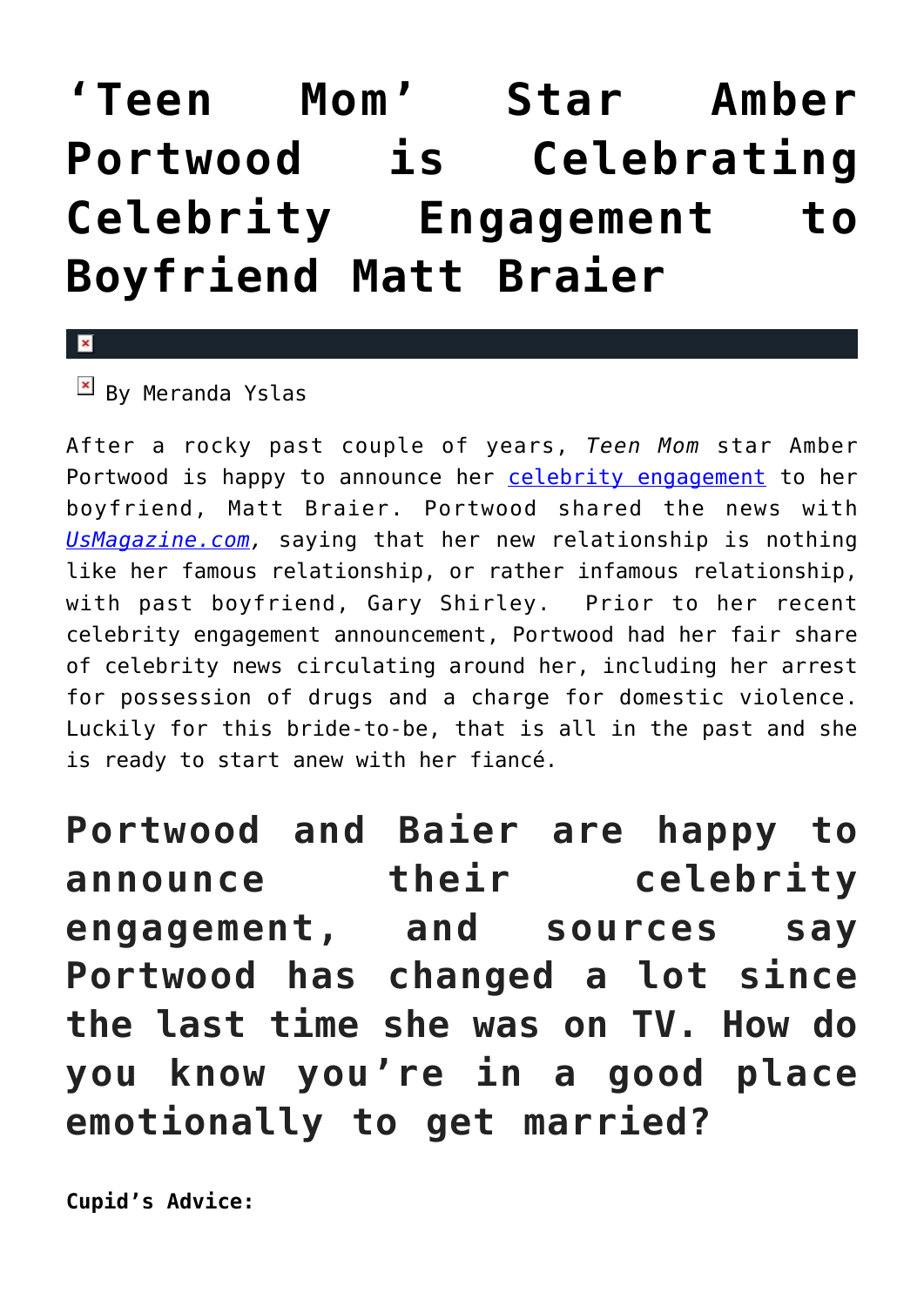# ‘Teen Mom’ Star Amber Portwood is Celebrating Celebrity Engagement to Boyfriend Matt Braier

By Meranda Yslas

After a rocky past couple of years, *Teen Mom* star Amber Portwood is happy to announce her celebrity engagement to her boyfriend, Matt Braier. Portwood shared the news with *UsMagazine.com*, saying that her new relationship is nothing like her famous relationship, or rather infamous relationship, with past boyfriend, Gary Shirley. Prior to her recent celebrity engagement announcement, Portwood had her fair share of celebrity news circulating around her, including her arrest for possession of drugs and a charge for domestic violence. Luckily for this bride-to-be, that is all in the past and she is ready to start anew with her fiancé.

## Portwood and Baier are happy to announce their celebrity engagement, and sources say Portwood has changed a lot since the last time she was on TV. How do you know you’re in a good place emotionally to get married?

**Cupid’s Advice:**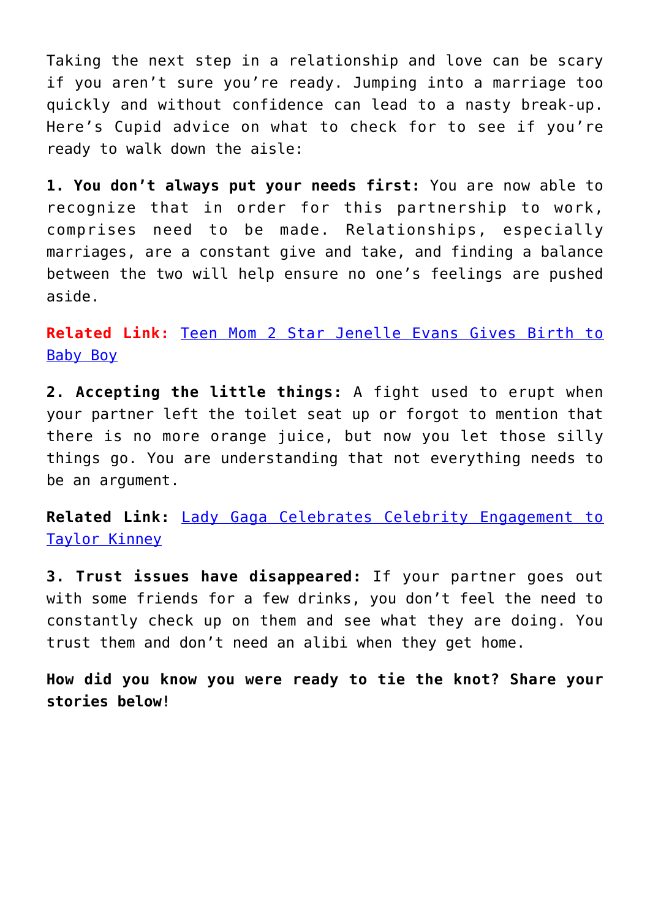Taking the next step in a relationship and love can be scary if you aren't sure you're ready. Jumping into a marriage too quickly and without confidence can lead to a nasty break-up. Here's Cupid advice on what to check for to see if you're ready to walk down the aisle:

**1. You don't always put your needs first:** You are now able to recognize that in order for this partnership to work, comprises need to be made. Relationships, especially marriages, are a constant give and take, and finding a balance between the two will help ensure no one's feelings are pushed aside.

**Related Link:** Teen Mom 2 Star Jenelle Evans Gives Birth to Baby Boy

**2. Accepting the little things:** A fight used to erupt when your partner left the toilet seat up or forgot to mention that there is no more orange juice, but now you let those silly things go. You are understanding that not everything needs to be an argument.

**Related Link:** Lady Gaga Celebrates Celebrity Engagement to Taylor Kinney

**3. Trust issues have disappeared:** If your partner goes out with some friends for a few drinks, you don't feel the need to constantly check up on them and see what they are doing. You trust them and don't need an alibi when they get home.

**How did you know you were ready to tie the knot? Share your stories below!**